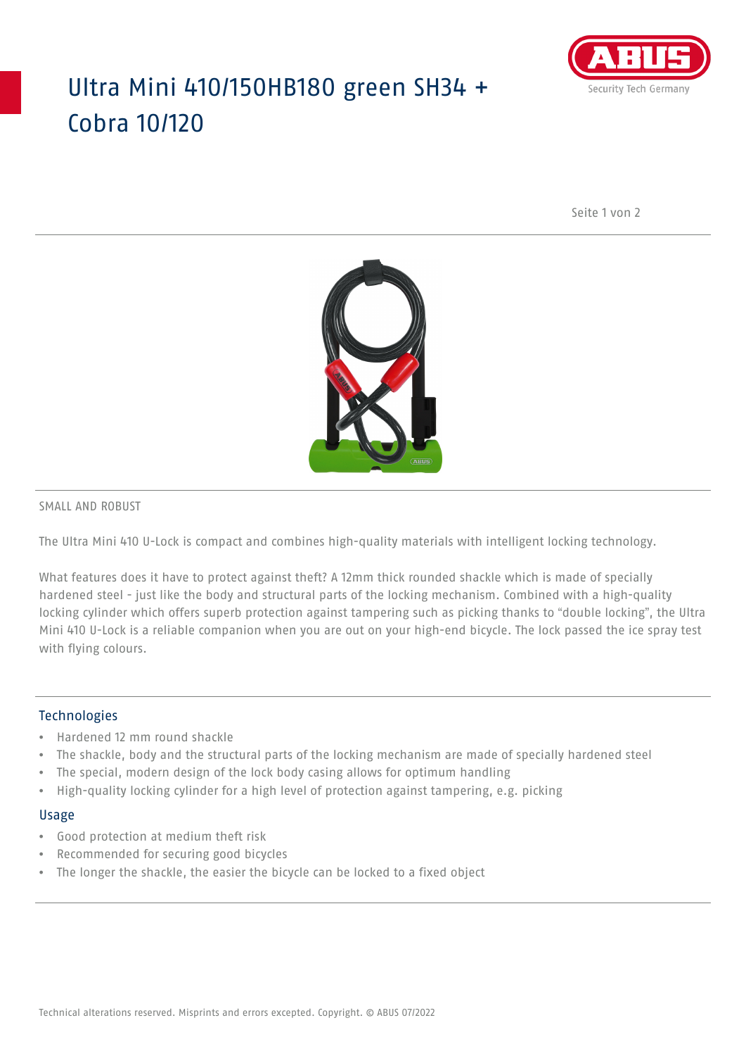# Ultra Mini 410/150HB180 green SH34 + Cobra 10/120

SMALL AND ROBUST

The Ultra Mini 410 U-Lock is compact and combines high-quality materials with intelligent locking technology.

What features does it have to protect against theft? A 12mm thick rounded shackle which is made of specially hardened steel - just like the body and structural parts of the locking mechanism. Combined with a high-quality locking cylinder which offers superb protection against tampering such as picking thanks to “double locking”, the Ultra Mini 410 U-Lock is a reliable companion when you are out on your high-end bicycle. The lock passed the ice spray test with flying colours.

## Technologies

- Hardened 12 mm round shackle
- The shackle, body and the structural parts of the locking mechanism are made of specially hardened steel
- The special, modern design of the lock body casing allows for optimum handling
- High-quality locking cylinder for a high level of protection against tampering, e.g. picking

## Usage

- Good protection at medium theft risk
- Recommended for securing good bicycles
- The longer the shackle, the easier the bicycle can be locked to a fixed object

Technical alterations reserved. Misprints and errors excepted. Copyright. © ABUS 07/2022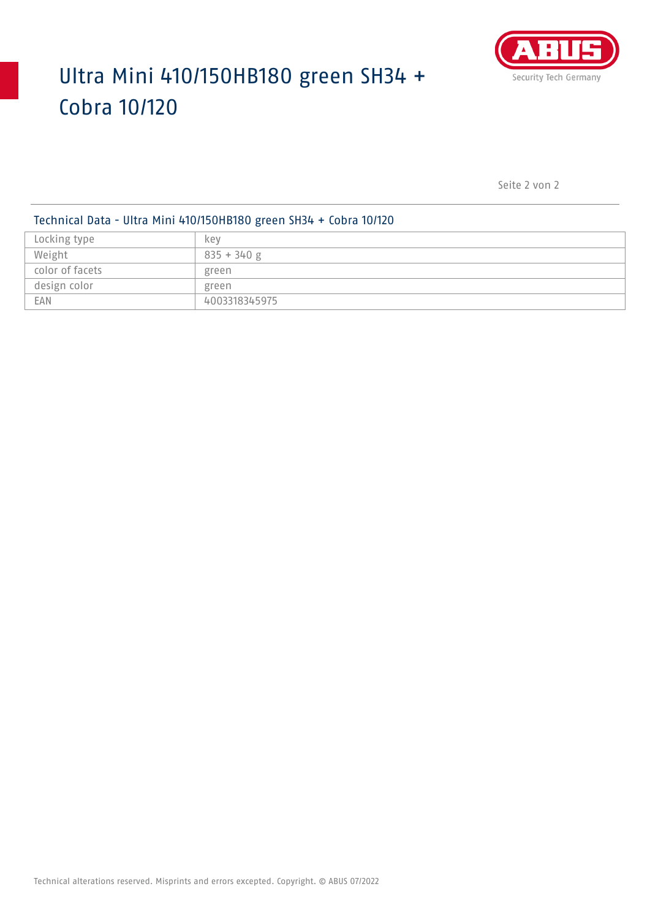# Ultra Mini 410/150HB180 green SH34 + Cobra 10/120

## Technical Data - Ultra Mini 410/150HB180 green SH34 + Cobra 10/120

| | |
|---|---|
| Locking type | key |
| Weight | 835 + 340 g |
| color of facets | green |
| design color | green |
| EAN | 4003318345975 |

Technical alterations reserved. Misprints and errors excepted. Copyright. © ABUS 07/2022